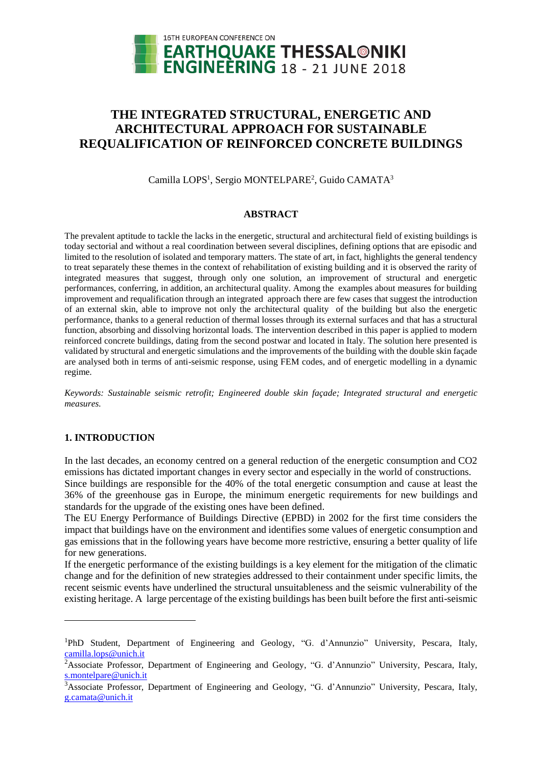# THE INTEGRATED STRUCTURAL, ENERGETIC AND ARCHITECTURAL APPROACH FOR SUSTAINABLE REQUALIFICATION OF REINFORCED CONCRETE BUILDINGS

Camilla LOPS[1], Sergio MONTELPARE[2], Guido CAMATA[3]

## ABSTRACT

The prevalent aptitude to tackle the lacks in the energetic, structural and architectural field of existing buildings is today sectorial and without a real coordination between several disciplines, defining options that are episodic and limited to the resolution of isolated and temporary matters. The state of art, in fact, highlights the general tendency to treat separately these themes in the context of rehabilitation of existing building and it is observed the rarity of integrated measures that suggest, through only one solution, an improvement of structural and energetic performances, conferring, in addition, an architectural quality. Among the examples about measures for building improvement and requalification through an integrated approach there are few cases that suggest the introduction of an external skin, able to improve not only the architectural quality of the building but also the energetic performance, thanks to a general reduction of thermal losses through its external surfaces and that has a structural function, absorbing and dissolving horizontal loads. The intervention described in this paper is applied to modern reinforced concrete buildings, dating from the second postwar and located in Italy. The solution here presented is validated by structural and energetic simulations and the improvements of the building with the double skin façade are analysed both in terms of anti-seismic response, using FEM codes, and of energetic modelling in a dynamic regime.

*Keywords: Sustainable seismic retrofit; Engineered double skin façade; Integrated structural and energetic measures.*

## 1. INTRODUCTION

In the last decades, an economy centred on a general reduction of the energetic consumption and $CO_2$ emissions has dictated important changes in every sector and especially in the world of constructions.
Since buildings are responsible for the 40% of the total energetic consumption and cause at least the 36% of the greenhouse gas in Europe, the minimum energetic requirements for new buildings and standards for the upgrade of the existing ones have been defined.
The EU Energy Performance of Buildings Directive (EPBD) in 2002 for the first time considers the impact that buildings have on the environment and identifies some values of energetic consumption and gas emissions that in the following years have become more restrictive, ensuring a better quality of life for new generations.
If the energetic performance of the existing buildings is a key element for the mitigation of the climatic change and for the definition of new strategies addressed to their containment under specific limits, the recent seismic events have underlined the structural unsuitableness and the seismic vulnerability of the existing heritage. A large percentage of the existing buildings has been built before the first anti-seismic

---

[1]PhD Student, Department of Engineering and Geology, "G. d'Annunzio" University, Pescara, Italy, camilla.lops@unich.it

[2]Associate Professor, Department of Engineering and Geology, "G. d'Annunzio" University, Pescara, Italy, s.montelpare@unich.it

[3]Associate Professor, Department of Engineering and Geology, "G. d'Annunzio" University, Pescara, Italy, g.camata@unich.it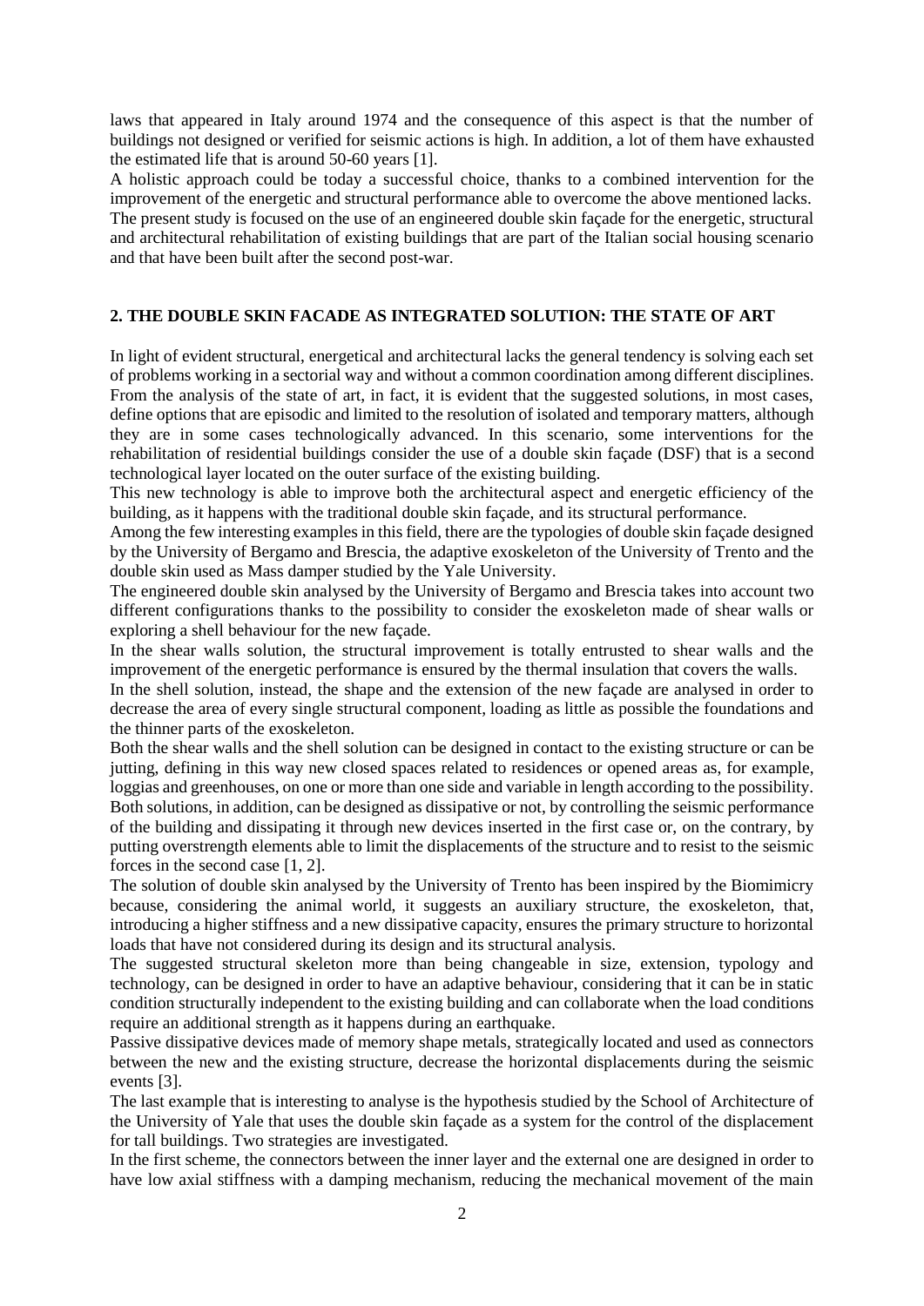laws that appeared in Italy around 1974 and the consequence of this aspect is that the number of buildings not designed or verified for seismic actions is high. In addition, a lot of them have exhausted the estimated life that is around 50-60 years [1].

A holistic approach could be today a successful choice, thanks to a combined intervention for the improvement of the energetic and structural performance able to overcome the above mentioned lacks. The present study is focused on the use of an engineered double skin façade for the energetic, structural and architectural rehabilitation of existing buildings that are part of the Italian social housing scenario and that have been built after the second post-war.

## 2. THE DOUBLE SKIN FACADE AS INTEGRATED SOLUTION: THE STATE OF ART

In light of evident structural, energetical and architectural lacks the general tendency is solving each set of problems working in a sectorial way and without a common coordination among different disciplines. From the analysis of the state of art, in fact, it is evident that the suggested solutions, in most cases, define options that are episodic and limited to the resolution of isolated and temporary matters, although they are in some cases technologically advanced. In this scenario, some interventions for the rehabilitation of residential buildings consider the use of a double skin façade (DSF) that is a second technological layer located on the outer surface of the existing building.

This new technology is able to improve both the architectural aspect and energetic efficiency of the building, as it happens with the traditional double skin façade, and its structural performance.

Among the few interesting examples in this field, there are the typologies of double skin façade designed by the University of Bergamo and Brescia, the adaptive exoskeleton of the University of Trento and the double skin used as Mass damper studied by the Yale University.

The engineered double skin analysed by the University of Bergamo and Brescia takes into account two different configurations thanks to the possibility to consider the exoskeleton made of shear walls or exploring a shell behaviour for the new façade.

In the shear walls solution, the structural improvement is totally entrusted to shear walls and the improvement of the energetic performance is ensured by the thermal insulation that covers the walls.

In the shell solution, instead, the shape and the extension of the new façade are analysed in order to decrease the area of every single structural component, loading as little as possible the foundations and the thinner parts of the exoskeleton.

Both the shear walls and the shell solution can be designed in contact to the existing structure or can be jutting, defining in this way new closed spaces related to residences or opened areas as, for example, loggias and greenhouses, on one or more than one side and variable in length according to the possibility. Both solutions, in addition, can be designed as dissipative or not, by controlling the seismic performance of the building and dissipating it through new devices inserted in the first case or, on the contrary, by putting overstrength elements able to limit the displacements of the structure and to resist to the seismic forces in the second case [1, 2].

The solution of double skin analysed by the University of Trento has been inspired by the Biomimicry because, considering the animal world, it suggests an auxiliary structure, the exoskeleton, that, introducing a higher stiffness and a new dissipative capacity, ensures the primary structure to horizontal loads that have not considered during its design and its structural analysis.

The suggested structural skeleton more than being changeable in size, extension, typology and technology, can be designed in order to have an adaptive behaviour, considering that it can be in static condition structurally independent to the existing building and can collaborate when the load conditions require an additional strength as it happens during an earthquake.

Passive dissipative devices made of memory shape metals, strategically located and used as connectors between the new and the existing structure, decrease the horizontal displacements during the seismic events [3].

The last example that is interesting to analyse is the hypothesis studied by the School of Architecture of the University of Yale that uses the double skin façade as a system for the control of the displacement for tall buildings. Two strategies are investigated.

In the first scheme, the connectors between the inner layer and the external one are designed in order to have low axial stiffness with a damping mechanism, reducing the mechanical movement of the main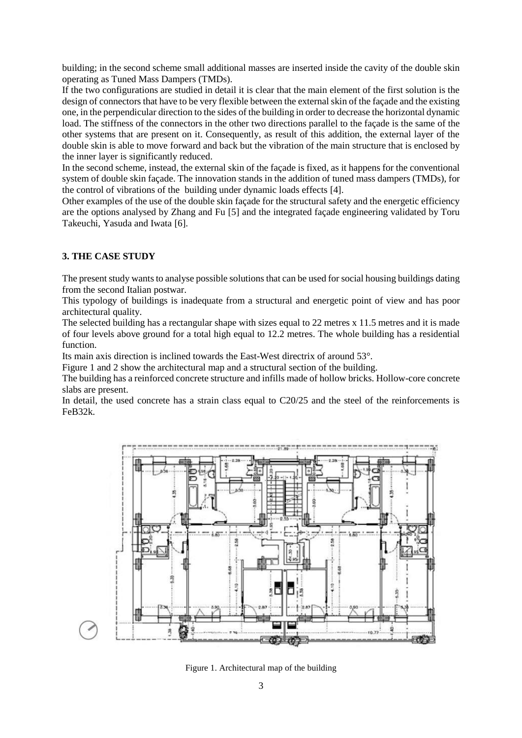building; in the second scheme small additional masses are inserted inside the cavity of the double skin operating as Tuned Mass Dampers (TMDs).

If the two configurations are studied in detail it is clear that the main element of the first solution is the design of connectors that have to be very flexible between the external skin of the façade and the existing one, in the perpendicular direction to the sides of the building in order to decrease the horizontal dynamic load. The stiffness of the connectors in the other two directions parallel to the façade is the same of the other systems that are present on it. Consequently, as result of this addition, the external layer of the double skin is able to move forward and back but the vibration of the main structure that is enclosed by the inner layer is significantly reduced.

In the second scheme, instead, the external skin of the façade is fixed, as it happens for the conventional system of double skin façade. The innovation stands in the addition of tuned mass dampers (TMDs), for the control of vibrations of the building under dynamic loads effects [4].

Other examples of the use of the double skin façade for the structural safety and the energetic efficiency are the options analysed by Zhang and Fu [5] and the integrated façade engineering validated by Toru Takeuchi, Yasuda and Iwata [6].

## 3. THE CASE STUDY

The present study wants to analyse possible solutions that can be used for social housing buildings dating from the second Italian postwar.

This typology of buildings is inadequate from a structural and energetic point of view and has poor architectural quality.

The selected building has a rectangular shape with sizes equal to 22 metres x 11.5 metres and it is made of four levels above ground for a total high equal to 12.2 metres. The whole building has a residential function.

Its main axis direction is inclined towards the East-West directrix of around 53°.

Figure 1 and 2 show the architectural map and a structural section of the building.

The building has a reinforced concrete structure and infills made of hollow bricks. Hollow-core concrete slabs are present.

In detail, the used concrete has a strain class equal to C20/25 and the steel of the reinforcements is FeB32k.

Figure 1. Architectural map of the building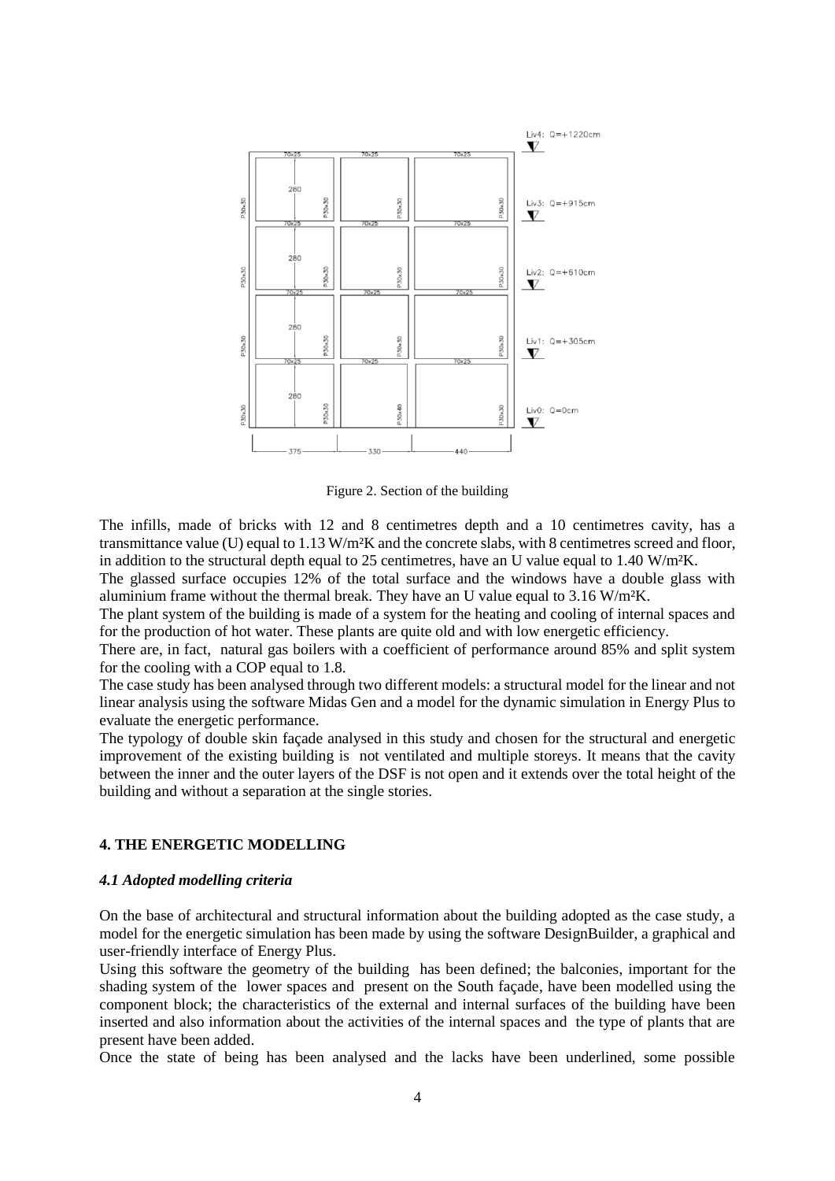Figure 2. Section of the building

The infills, made of bricks with 12 and 8 centimetres depth and a 10 centimetres cavity, has a transmittance value (U) equal to 1.13 W/m²K and the concrete slabs, with 8 centimetres screed and floor, in addition to the structural depth equal to 25 centimetres, have an U value equal to 1.40 W/m²K.

The glassed surface occupies 12% of the total surface and the windows have a double glass with aluminium frame without the thermal break. They have an U value equal to 3.16 W/m²K.

The plant system of the building is made of a system for the heating and cooling of internal spaces and for the production of hot water. These plants are quite old and with low energetic efficiency.

There are, in fact, natural gas boilers with a coefficient of performance around 85% and split system for the cooling with a COP equal to 1.8.

The case study has been analysed through two different models: a structural model for the linear and not linear analysis using the software Midas Gen and a model for the dynamic simulation in Energy Plus to evaluate the energetic performance.

The typology of double skin façade analysed in this study and chosen for the structural and energetic improvement of the existing building is not ventilated and multiple storeys. It means that the cavity between the inner and the outer layers of the DSF is not open and it extends over the total height of the building and without a separation at the single stories.

## 4. THE ENERGETIC MODELLING

### *4.1 Adopted modelling criteria*

On the base of architectural and structural information about the building adopted as the case study, a model for the energetic simulation has been made by using the software DesignBuilder, a graphical and user-friendly interface of Energy Plus.

Using this software the geometry of the building has been defined; the balconies, important for the shading system of the lower spaces and present on the South façade, have been modelled using the component block; the characteristics of the external and internal surfaces of the building have been inserted and also information about the activities of the internal spaces and the type of plants that are present have been added.

Once the state of being has been analysed and the lacks have been underlined, some possible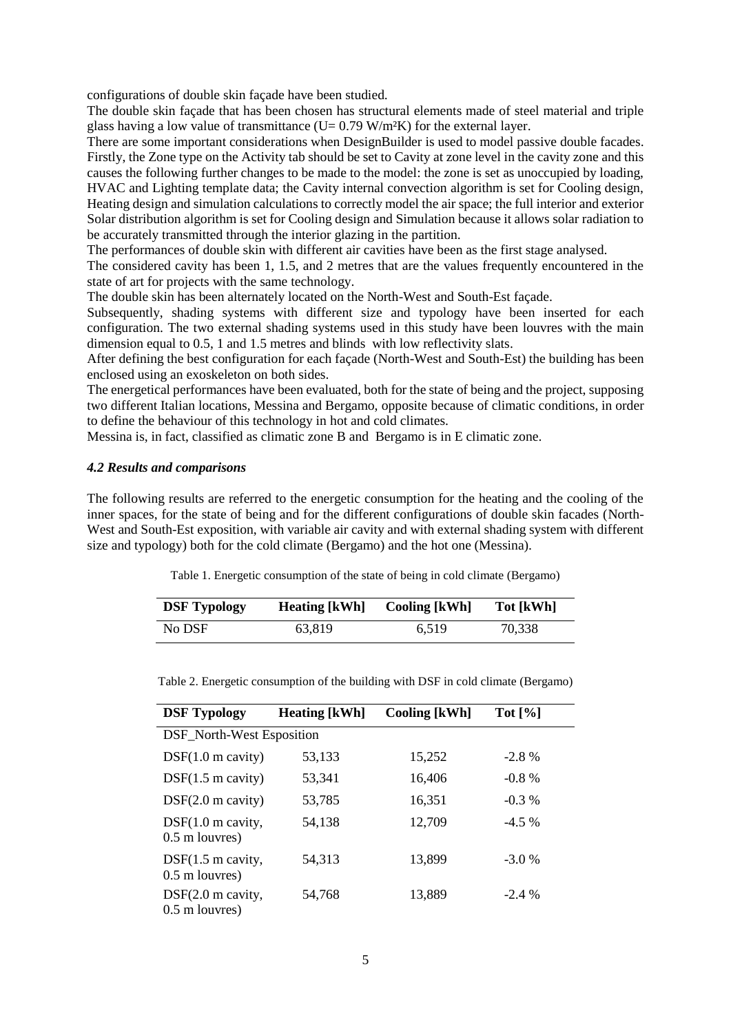configurations of double skin façade have been studied.

The double skin façade that has been chosen has structural elements made of steel material and triple glass having a low value of transmittance (U= 0.79 W/m²K) for the external layer.

There are some important considerations when DesignBuilder is used to model passive double facades. Firstly, the Zone type on the Activity tab should be set to Cavity at zone level in the cavity zone and this causes the following further changes to be made to the model: the zone is set as unoccupied by loading, HVAC and Lighting template data; the Cavity internal convection algorithm is set for Cooling design, Heating design and simulation calculations to correctly model the air space; the full interior and exterior Solar distribution algorithm is set for Cooling design and Simulation because it allows solar radiation to be accurately transmitted through the interior glazing in the partition.

The performances of double skin with different air cavities have been as the first stage analysed.

The considered cavity has been 1, 1.5, and 2 metres that are the values frequently encountered in the state of art for projects with the same technology.

The double skin has been alternately located on the North-West and South-Est façade.

Subsequently, shading systems with different size and typology have been inserted for each configuration. The two external shading systems used in this study have been louvres with the main dimension equal to 0.5, 1 and 1.5 metres and blinds with low reflectivity slats.

After defining the best configuration for each façade (North-West and South-Est) the building has been enclosed using an exoskeleton on both sides.

The energetical performances have been evaluated, both for the state of being and the project, supposing two different Italian locations, Messina and Bergamo, opposite because of climatic conditions, in order to define the behaviour of this technology in hot and cold climates.

Messina is, in fact, classified as climatic zone B and Bergamo is in E climatic zone.

### *4.2 Results and comparisons*

The following results are referred to the energetic consumption for the heating and the cooling of the inner spaces, for the state of being and for the different configurations of double skin facades (North-West and South-Est exposition, with variable air cavity and with external shading system with different size and typology) both for the cold climate (Bergamo) and the hot one (Messina).

Table 1. Energetic consumption of the state of being in cold climate (Bergamo)

| DSF Typology | Heating [kWh] | Cooling [kWh] | Tot [kWh] |
|---|---|---|---|
| No DSF | 63,819 | 6,519 | 70,338 |

Table 2. Energetic consumption of the building with DSF in cold climate (Bergamo)

| DSF Typology | Heating [kWh] | Cooling [kWh] | Tot [%] |
|---|---|---|---|
| DSF_North-West Esposition | | | |
| DSF(1.0 m cavity) | 53,133 | 15,252 | -2.8 % |
| DSF(1.5 m cavity) | 53,341 | 16,406 | -0.8 % |
| DSF(2.0 m cavity) | 53,785 | 16,351 | -0.3 % |
| DSF(1.0 m cavity, 0.5 m louvres) | 54,138 | 12,709 | -4.5 % |
| DSF(1.5 m cavity, 0.5 m louvres) | 54,313 | 13,899 | -3.0 % |
| DSF(2.0 m cavity, 0.5 m louvres) | 54,768 | 13,889 | -2.4 % |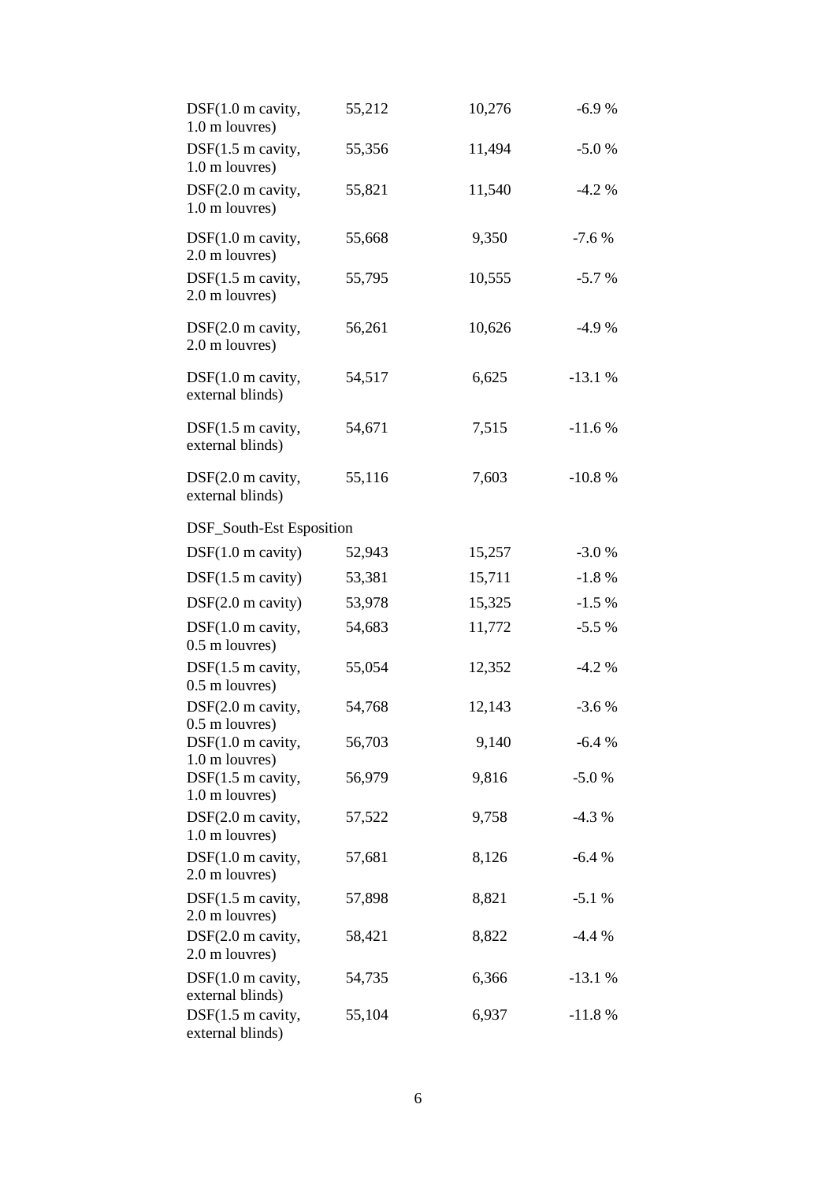| | | | |
|---|---|---|---|
| DSF(1.0 m cavity, 1.0 m louvres) | 55,212 | 10,276 | -6.9 % |
| DSF(1.5 m cavity, 1.0 m louvres) | 55,356 | 11,494 | -5.0 % |
| DSF(2.0 m cavity, 1.0 m louvres) | 55,821 | 11,540 | -4.2 % |
| DSF(1.0 m cavity, 2.0 m louvres) | 55,668 | 9,350 | -7.6 % |
| DSF(1.5 m cavity, 2.0 m louvres) | 55,795 | 10,555 | -5.7 % |
| DSF(2.0 m cavity, 2.0 m louvres) | 56,261 | 10,626 | -4.9 % |
| DSF(1.0 m cavity, external blinds) | 54,517 | 6,625 | -13.1 % |
| DSF(1.5 m cavity, external blinds) | 54,671 | 7,515 | -11.6 % |
| DSF(2.0 m cavity, external blinds) | 55,116 | 7,603 | -10.8 % |
| DSF_South-Est Esposition | | | |
| DSF(1.0 m cavity) | 52,943 | 15,257 | -3.0 % |
| DSF(1.5 m cavity) | 53,381 | 15,711 | -1.8 % |
| DSF(2.0 m cavity) | 53,978 | 15,325 | -1.5 % |
| DSF(1.0 m cavity, 0.5 m louvres) | 54,683 | 11,772 | -5.5 % |
| DSF(1.5 m cavity, 0.5 m louvres) | 55,054 | 12,352 | -4.2 % |
| DSF(2.0 m cavity, 0.5 m louvres) | 54,768 | 12,143 | -3.6 % |
| DSF(1.0 m cavity, 1.0 m louvres) | 56,703 | 9,140 | -6.4 % |
| DSF(1.5 m cavity, 1.0 m louvres) | 56,979 | 9,816 | -5.0 % |
| DSF(2.0 m cavity, 1.0 m louvres) | 57,522 | 9,758 | -4.3 % |
| DSF(1.0 m cavity, 2.0 m louvres) | 57,681 | 8,126 | -6.4 % |
| DSF(1.5 m cavity, 2.0 m louvres) | 57,898 | 8,821 | -5.1 % |
| DSF(2.0 m cavity, 2.0 m louvres) | 58,421 | 8,822 | -4.4 % |
| DSF(1.0 m cavity, external blinds) | 54,735 | 6,366 | -13.1 % |
| DSF(1.5 m cavity, external blinds) | 55,104 | 6,937 | -11.8 % |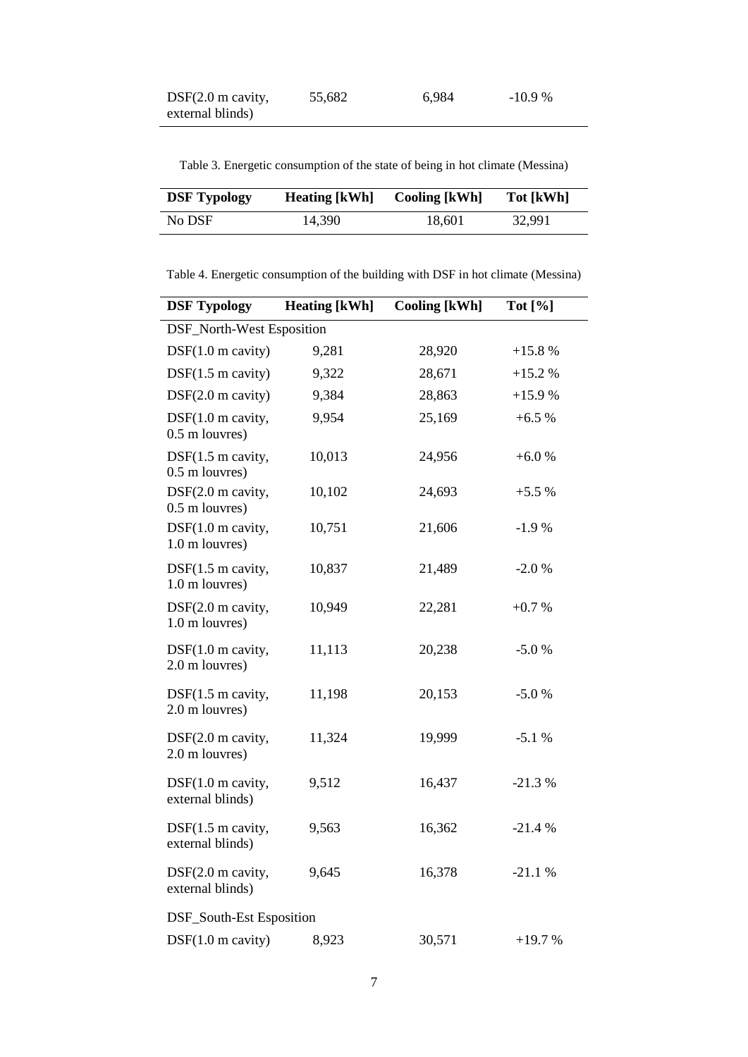| DSF(2.0 m cavity, external blinds) | 55,682 | 6,984 | -10.9 % |
|---|---|---|---|

Table 3. Energetic consumption of the state of being in hot climate (Messina)

| DSF Typology | Heating [kWh] | Cooling [kWh] | Tot [kWh] |
|---|---|---|---|
| No DSF | 14,390 | 18,601 | 32,991 |

Table 4. Energetic consumption of the building with DSF in hot climate (Messina)

| DSF Typology | Heating [kWh] | Cooling [kWh] | Tot [%] |
|---|---|---|---|
| DSF_North-West Esposition | | | |
| DSF(1.0 m cavity) | 9,281 | 28,920 | +15.8 % |
| DSF(1.5 m cavity) | 9,322 | 28,671 | +15.2 % |
| DSF(2.0 m cavity) | 9,384 | 28,863 | +15.9 % |
| DSF(1.0 m cavity, 0.5 m louvres) | 9,954 | 25,169 | +6.5 % |
| DSF(1.5 m cavity, 0.5 m louvres) | 10,013 | 24,956 | +6.0 % |
| DSF(2.0 m cavity, 0.5 m louvres) | 10,102 | 24,693 | +5.5 % |
| DSF(1.0 m cavity, 1.0 m louvres) | 10,751 | 21,606 | -1.9 % |
| DSF(1.5 m cavity, 1.0 m louvres) | 10,837 | 21,489 | -2.0 % |
| DSF(2.0 m cavity, 1.0 m louvres) | 10,949 | 22,281 | +0.7 % |
| DSF(1.0 m cavity, 2.0 m louvres) | 11,113 | 20,238 | -5.0 % |
| DSF(1.5 m cavity, 2.0 m louvres) | 11,198 | 20,153 | -5.0 % |
| DSF(2.0 m cavity, 2.0 m louvres) | 11,324 | 19,999 | -5.1 % |
| DSF(1.0 m cavity, external blinds) | 9,512 | 16,437 | -21.3 % |
| DSF(1.5 m cavity, external blinds) | 9,563 | 16,362 | -21.4 % |
| DSF(2.0 m cavity, external blinds) | 9,645 | 16,378 | -21.1 % |
| DSF_South-Est Esposition | | | |
| DSF(1.0 m cavity) | 8,923 | 30,571 | +19.7 % |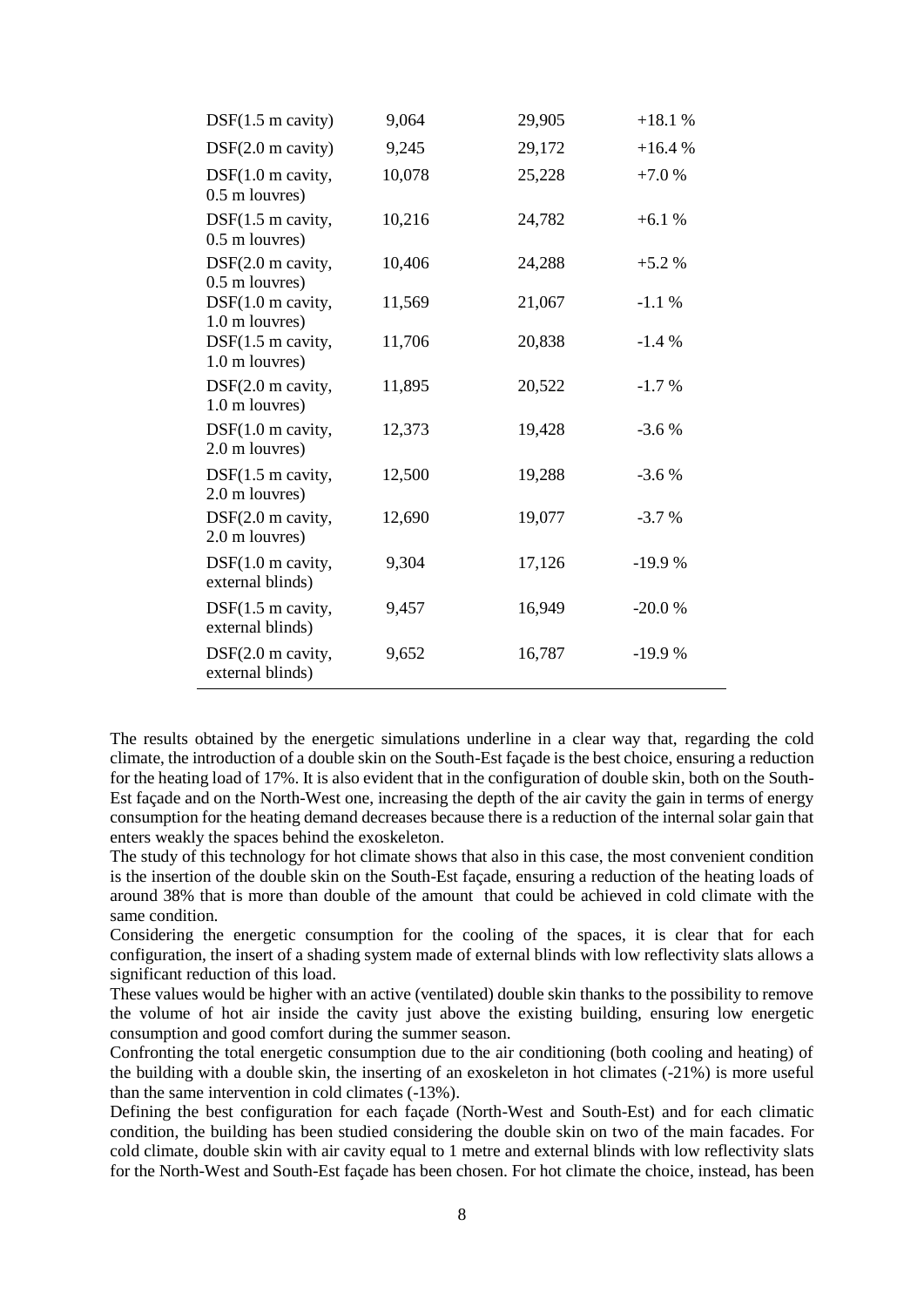| | | | |
|---|---|---|---|
| DSF(1.5 m cavity) | 9,064 | 29,905 | +18.1 % |
| DSF(2.0 m cavity) | 9,245 | 29,172 | +16.4 % |
| DSF(1.0 m cavity, 0.5 m louvres) | 10,078 | 25,228 | +7.0 % |
| DSF(1.5 m cavity, 0.5 m louvres) | 10,216 | 24,782 | +6.1 % |
| DSF(2.0 m cavity, 0.5 m louvres) | 10,406 | 24,288 | +5.2 % |
| DSF(1.0 m cavity, 1.0 m louvres) | 11,569 | 21,067 | -1.1 % |
| DSF(1.5 m cavity, 1.0 m louvres) | 11,706 | 20,838 | -1.4 % |
| DSF(2.0 m cavity, 1.0 m louvres) | 11,895 | 20,522 | -1.7 % |
| DSF(1.0 m cavity, 2.0 m louvres) | 12,373 | 19,428 | -3.6 % |
| DSF(1.5 m cavity, 2.0 m louvres) | 12,500 | 19,288 | -3.6 % |
| DSF(2.0 m cavity, 2.0 m louvres) | 12,690 | 19,077 | -3.7 % |
| DSF(1.0 m cavity, external blinds) | 9,304 | 17,126 | -19.9 % |
| DSF(1.5 m cavity, external blinds) | 9,457 | 16,949 | -20.0 % |
| DSF(2.0 m cavity, external blinds) | 9,652 | 16,787 | -19.9 % |

The results obtained by the energetic simulations underline in a clear way that, regarding the cold climate, the introduction of a double skin on the South-Est façade is the best choice, ensuring a reduction for the heating load of 17%. It is also evident that in the configuration of double skin, both on the South-Est façade and on the North-West one, increasing the depth of the air cavity the gain in terms of energy consumption for the heating demand decreases because there is a reduction of the internal solar gain that enters weakly the spaces behind the exoskeleton.

The study of this technology for hot climate shows that also in this case, the most convenient condition is the insertion of the double skin on the South-Est façade, ensuring a reduction of the heating loads of around 38% that is more than double of the amount that could be achieved in cold climate with the same condition.

Considering the energetic consumption for the cooling of the spaces, it is clear that for each configuration, the insert of a shading system made of external blinds with low reflectivity slats allows a significant reduction of this load.

These values would be higher with an active (ventilated) double skin thanks to the possibility to remove the volume of hot air inside the cavity just above the existing building, ensuring low energetic consumption and good comfort during the summer season.

Confronting the total energetic consumption due to the air conditioning (both cooling and heating) of the building with a double skin, the inserting of an exoskeleton in hot climates (-21%) is more useful than the same intervention in cold climates (-13%).

Defining the best configuration for each façade (North-West and South-Est) and for each climatic condition, the building has been studied considering the double skin on two of the main facades. For cold climate, double skin with air cavity equal to 1 metre and external blinds with low reflectivity slats for the North-West and South-Est façade has been chosen. For hot climate the choice, instead, has been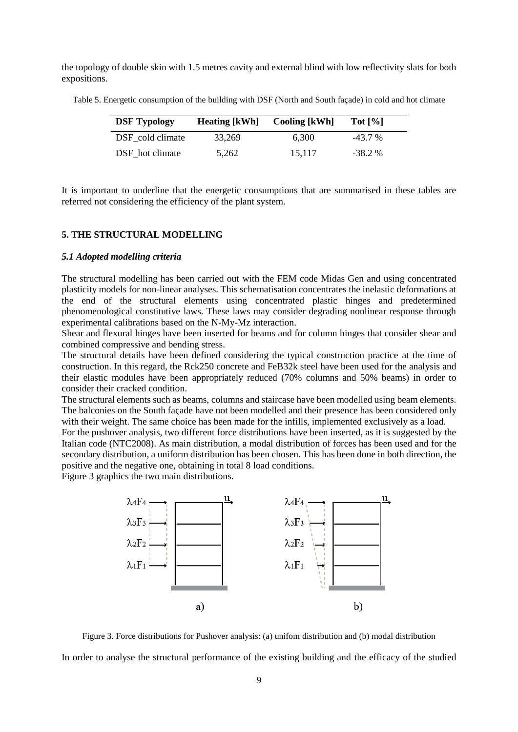the topology of double skin with 1.5 metres cavity and external blind with low reflectivity slats for both expositions.

Table 5. Energetic consumption of the building with DSF (North and South façade) in cold and hot climate

| DSF Typology | Heating [kWh] | Cooling [kWh] | Tot [%] |
|---|---|---|---|
| DSF_cold climate | 33,269 | 6,300 | -43.7 % |
| DSF_hot climate | 5,262 | 15,117 | -38.2 % |

It is important to underline that the energetic consumptions that are summarised in these tables are referred not considering the efficiency of the plant system.

## 5. THE STRUCTURAL MODELLING

### *5.1 Adopted modelling criteria*

The structural modelling has been carried out with the FEM code Midas Gen and using concentrated plasticity models for non-linear analyses. This schematisation concentrates the inelastic deformations at the end of the structural elements using concentrated plastic hinges and predetermined phenomenological constitutive laws. These laws may consider degrading nonlinear response through experimental calibrations based on the N-My-Mz interaction.

Shear and flexural hinges have been inserted for beams and for column hinges that consider shear and combined compressive and bending stress.

The structural details have been defined considering the typical construction practice at the time of construction. In this regard, the Rck250 concrete and FeB32k steel have been used for the analysis and their elastic modules have been appropriately reduced (70% columns and 50% beams) in order to consider their cracked condition.

The structural elements such as beams, columns and staircase have been modelled using beam elements. The balconies on the South façade have not been modelled and their presence has been considered only with their weight. The same choice has been made for the infills, implemented exclusively as a load.

For the pushover analysis, two different force distributions have been inserted, as it is suggested by the Italian code (NTC2008). As main distribution, a modal distribution of forces has been used and for the secondary distribution, a uniform distribution has been chosen. This has been done in both direction, the positive and the negative one, obtaining in total 8 load conditions.

Figure 3 graphics the two main distributions.

Figure 3. Force distributions for Pushover analysis: (a) unifom distribution and (b) modal distribution

In order to analyse the structural performance of the existing building and the efficacy of the studied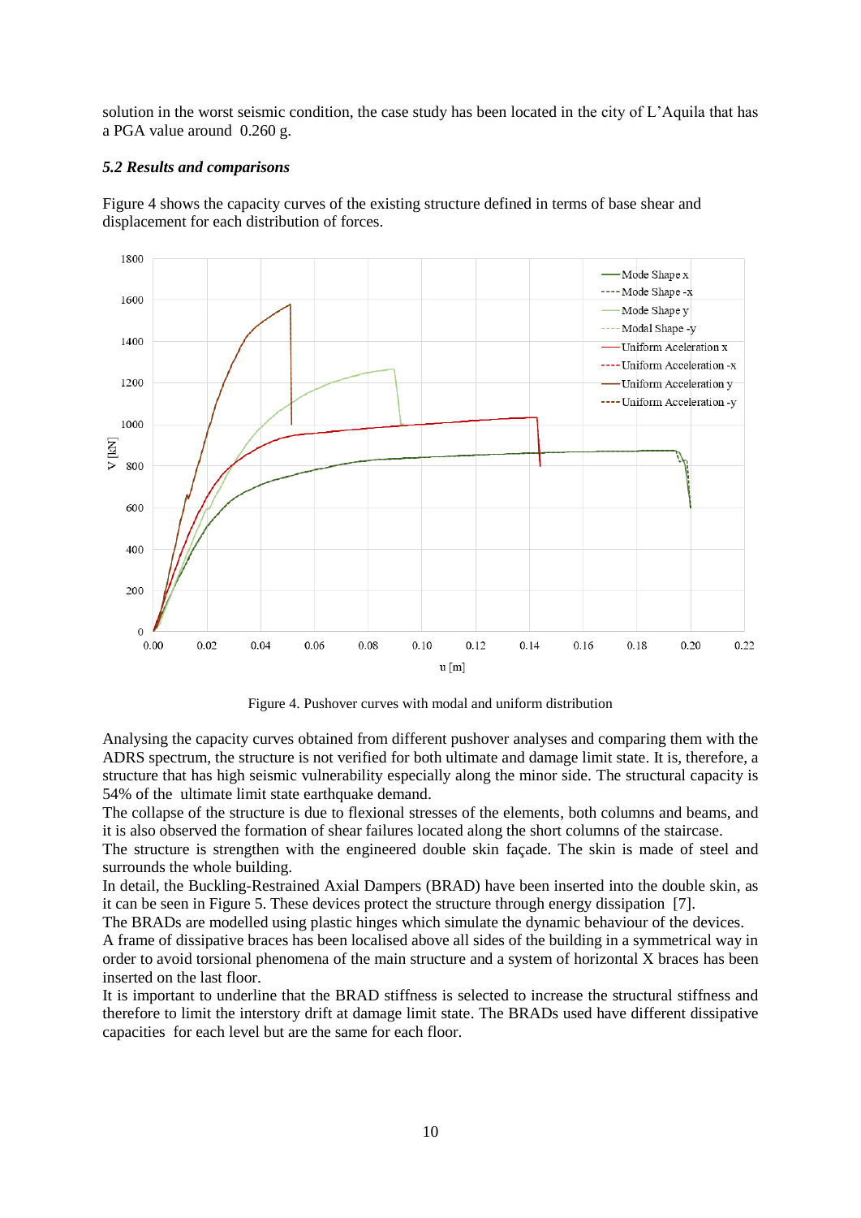solution in the worst seismic condition, the case study has been located in the city of L'Aquila that has a PGA value around 0.260 g.

### *5.2 Results and comparisons*

Figure 4 shows the capacity curves of the existing structure defined in terms of base shear and displacement for each distribution of forces.

Figure 4. Pushover curves with modal and uniform distribution

Analysing the capacity curves obtained from different pushover analyses and comparing them with the ADRS spectrum, the structure is not verified for both ultimate and damage limit state. It is, therefore, a structure that has high seismic vulnerability especially along the minor side. The structural capacity is 54% of the ultimate limit state earthquake demand.

The collapse of the structure is due to flexional stresses of the elements, both columns and beams, and it is also observed the formation of shear failures located along the short columns of the staircase.

The structure is strengthen with the engineered double skin façade. The skin is made of steel and surrounds the whole building.

In detail, the Buckling-Restrained Axial Dampers (BRAD) have been inserted into the double skin, as it can be seen in Figure 5. These devices protect the structure through energy dissipation [7].

The BRADs are modelled using plastic hinges which simulate the dynamic behaviour of the devices.

A frame of dissipative braces has been localised above all sides of the building in a symmetrical way in order to avoid torsional phenomena of the main structure and a system of horizontal X braces has been inserted on the last floor.

It is important to underline that the BRAD stiffness is selected to increase the structural stiffness and therefore to limit the interstory drift at damage limit state. The BRADs used have different dissipative capacities for each level but are the same for each floor.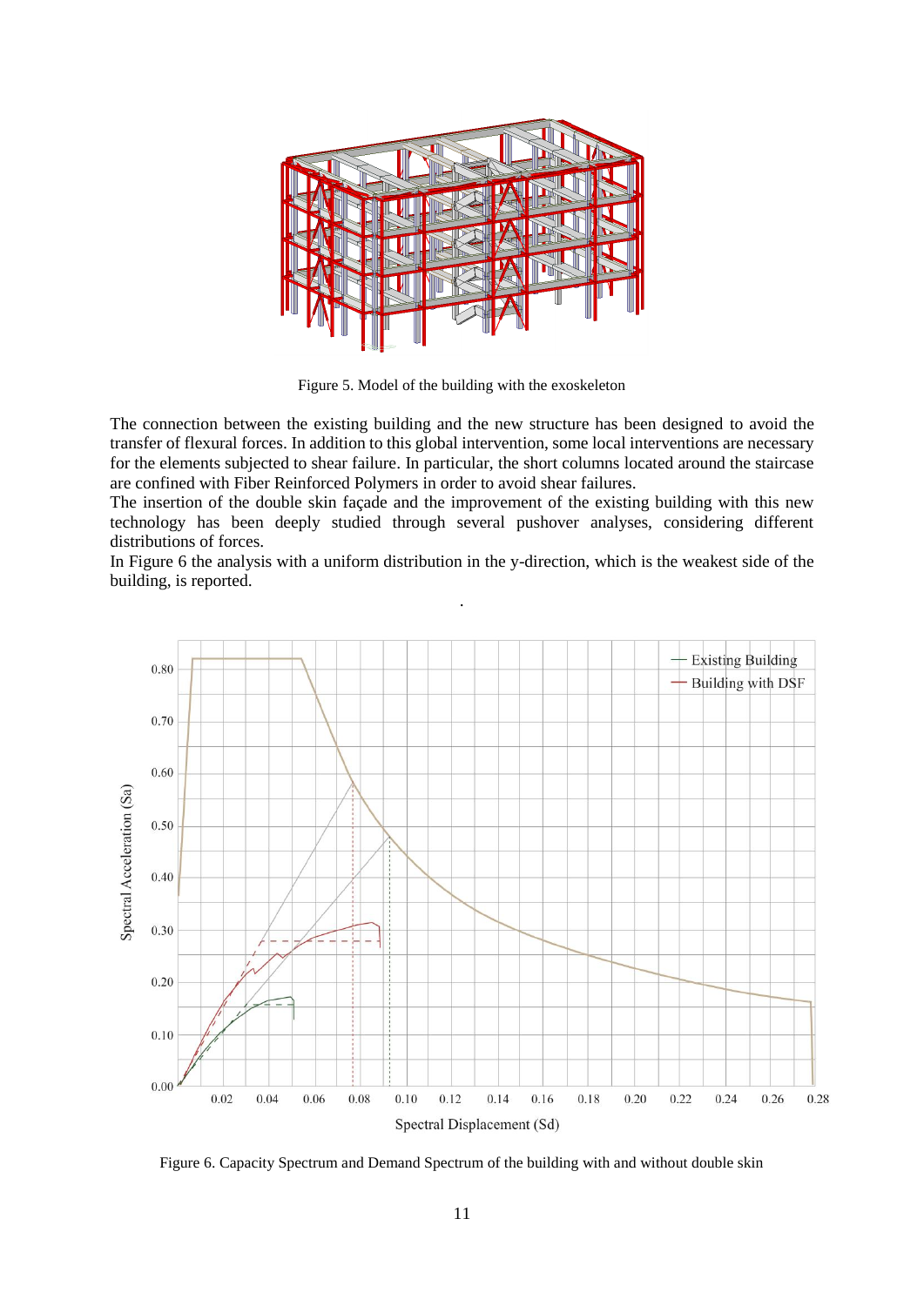Figure 5. Model of the building with the exoskeleton

The connection between the existing building and the new structure has been designed to avoid the transfer of flexural forces. In addition to this global intervention, some local interventions are necessary for the elements subjected to shear failure. In particular, the short columns located around the staircase are confined with Fiber Reinforced Polymers in order to avoid shear failures.
The insertion of the double skin façade and the improvement of the existing building with this new technology has been deeply studied through several pushover analyses, considering different distributions of forces.
In Figure 6 the analysis with a uniform distribution in the y-direction, which is the weakest side of the building, is reported.

Figure 6. Capacity Spectrum and Demand Spectrum of the building with and without double skin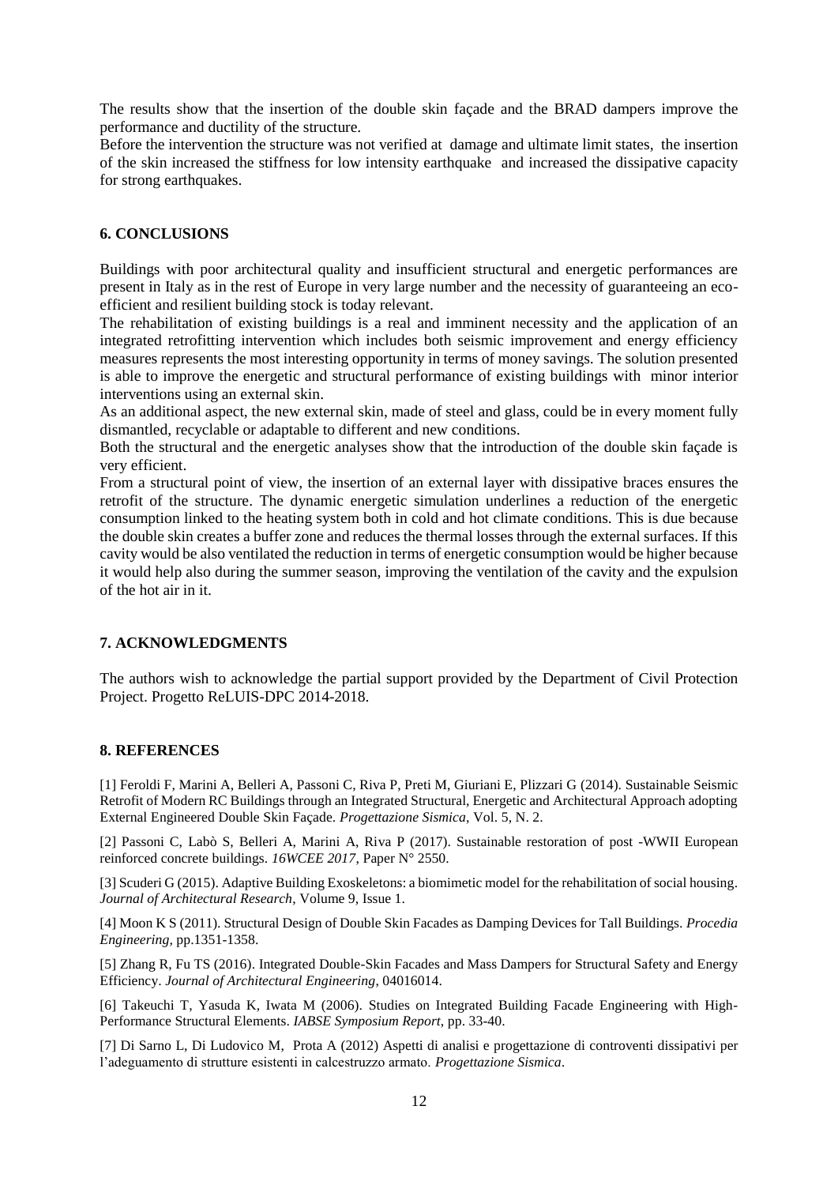The results show that the insertion of the double skin façade and the BRAD dampers improve the performance and ductility of the structure.

Before the intervention the structure was not verified at damage and ultimate limit states, the insertion of the skin increased the stiffness for low intensity earthquake and increased the dissipative capacity for strong earthquakes.

## 6. CONCLUSIONS

Buildings with poor architectural quality and insufficient structural and energetic performances are present in Italy as in the rest of Europe in very large number and the necessity of guaranteeing an eco-efficient and resilient building stock is today relevant.

The rehabilitation of existing buildings is a real and imminent necessity and the application of an integrated retrofitting intervention which includes both seismic improvement and energy efficiency measures represents the most interesting opportunity in terms of money savings. The solution presented is able to improve the energetic and structural performance of existing buildings with minor interior interventions using an external skin.

As an additional aspect, the new external skin, made of steel and glass, could be in every moment fully dismantled, recyclable or adaptable to different and new conditions.

Both the structural and the energetic analyses show that the introduction of the double skin façade is very efficient.

From a structural point of view, the insertion of an external layer with dissipative braces ensures the retrofit of the structure. The dynamic energetic simulation underlines a reduction of the energetic consumption linked to the heating system both in cold and hot climate conditions. This is due because the double skin creates a buffer zone and reduces the thermal losses through the external surfaces. If this cavity would be also ventilated the reduction in terms of energetic consumption would be higher because it would help also during the summer season, improving the ventilation of the cavity and the expulsion of the hot air in it.

## 7. ACKNOWLEDGMENTS

The authors wish to acknowledge the partial support provided by the Department of Civil Protection Project. Progetto ReLUIS-DPC 2014-2018.

## 8. REFERENCES

[1] Feroldi F, Marini A, Belleri A, Passoni C, Riva P, Preti M, Giuriani E, Plizzari G (2014). Sustainable Seismic Retrofit of Modern RC Buildings through an Integrated Structural, Energetic and Architectural Approach adopting External Engineered Double Skin Façade. *Progettazione Sismica*, Vol. 5, N. 2.

[2] Passoni C, Labò S, Belleri A, Marini A, Riva P (2017). Sustainable restoration of post -WWII European reinforced concrete buildings. *16WCEE 2017*, Paper N° 2550.

[3] Scuderi G (2015). Adaptive Building Exoskeletons: a biomimetic model for the rehabilitation of social housing. *Journal of Architectural Research*, Volume 9, Issue 1.

[4] Moon K S (2011). Structural Design of Double Skin Facades as Damping Devices for Tall Buildings. *Procedia Engineering*, pp.1351-1358.

[5] Zhang R, Fu TS (2016). Integrated Double-Skin Facades and Mass Dampers for Structural Safety and Energy Efficiency. *Journal of Architectural Engineering*, 04016014.

[6] Takeuchi T, Yasuda K, Iwata M (2006). Studies on Integrated Building Facade Engineering with High-Performance Structural Elements. *IABSE Symposium Report*, pp. 33-40.

[7] Di Sarno L, Di Ludovico M, Prota A (2012) Aspetti di analisi e progettazione di controventi dissipativi per l'adeguamento di strutture esistenti in calcestruzzo armato. *Progettazione Sismica*.